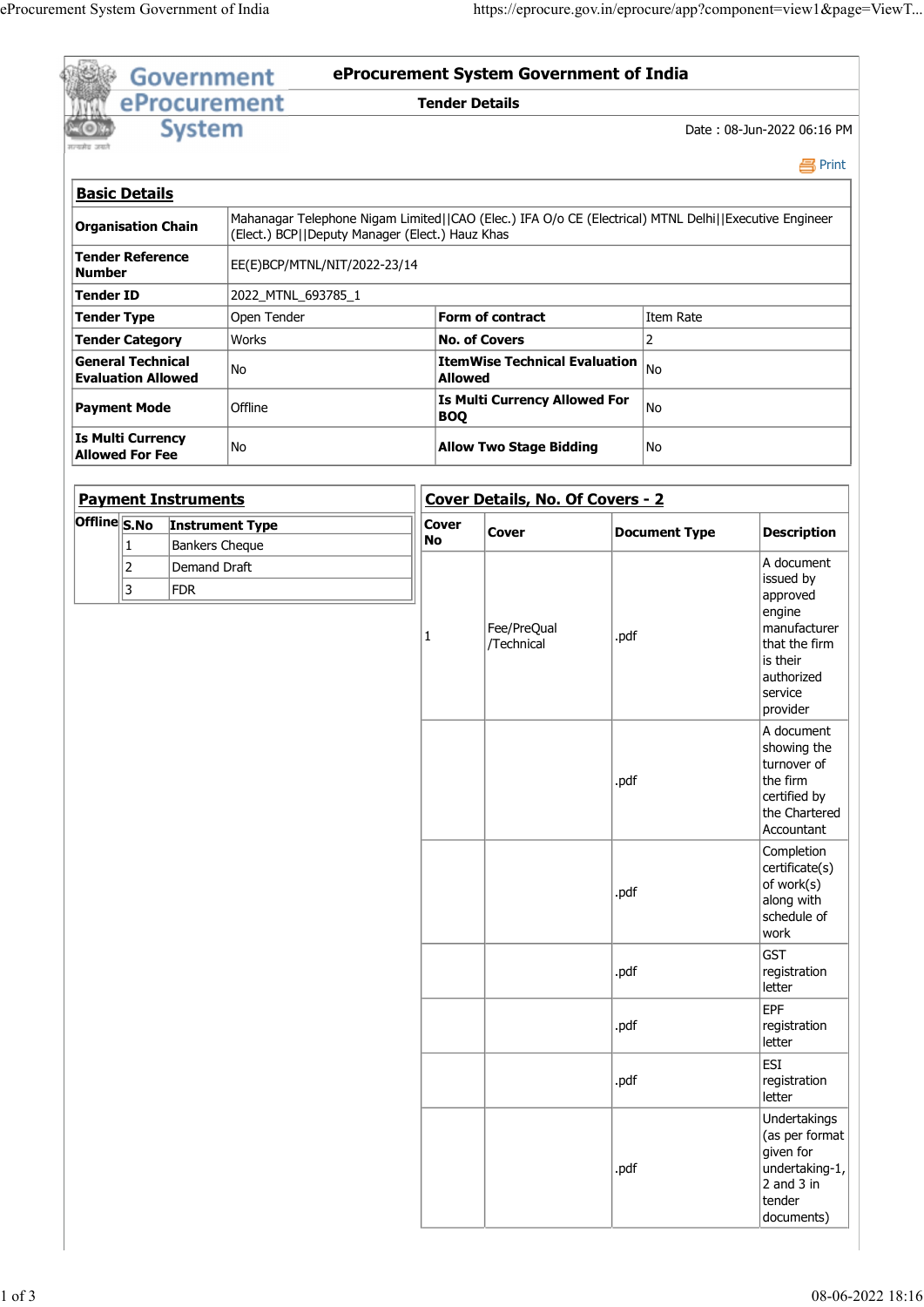# eProcurement System Government of India

## Tender Details

Date : 08-Jun-2022 06:16 PM

Print

### Basic Details

| | | | |
|---|---|---|---|
| **Organisation Chain** | Mahanagar Telephone Nigam Limited\|\|CAO (Elec.) IFA O/o CE (Electrical) MTNL Delhi\|\|Executive Engineer (Elect.) BCP\|\|Deputy Manager (Elect.) Hauz Khas | | |
| **Tender Reference Number** | EE(E)BCP/MTNL/NIT/2022-23/14 | | |
| **Tender ID** | 2022_MTNL_693785_1 | | |
| **Tender Type** | Open Tender | **Form of contract** | Item Rate |
| **Tender Category** | Works | **No. of Covers** | 2 |
| **General Technical Evaluation Allowed** | No | **ItemWise Technical Evaluation Allowed** | No |
| **Payment Mode** | Offline | **Is Multi Currency Allowed For BOQ** | No |
| **Is Multi Currency Allowed For Fee** | No | **Allow Two Stage Bidding** | No |

### Payment Instruments

Offline

| S.No | Instrument Type |
|---|---|
| 1 | Bankers Cheque |
| 2 | Demand Draft |
| 3 | FDR |

### Cover Details, No. Of Covers - 2

| Cover No | Cover | Document Type | Description |
|---|---|---|---|
| 1 | Fee/PreQual /Technical | .pdf | A document issued by approved engine manufacturer that the firm is their authorized service provider |
| | | .pdf | A document showing the turnover of the firm certified by the Chartered Accountant |
| | | .pdf | Completion certificate(s) of work(s) along with schedule of work |
| | | .pdf | GST registration letter |
| | | .pdf | EPF registration letter |
| | | .pdf | ESI registration letter |
| | | .pdf | Undertakings (as per format given for undertaking-1, 2 and 3 in tender documents) |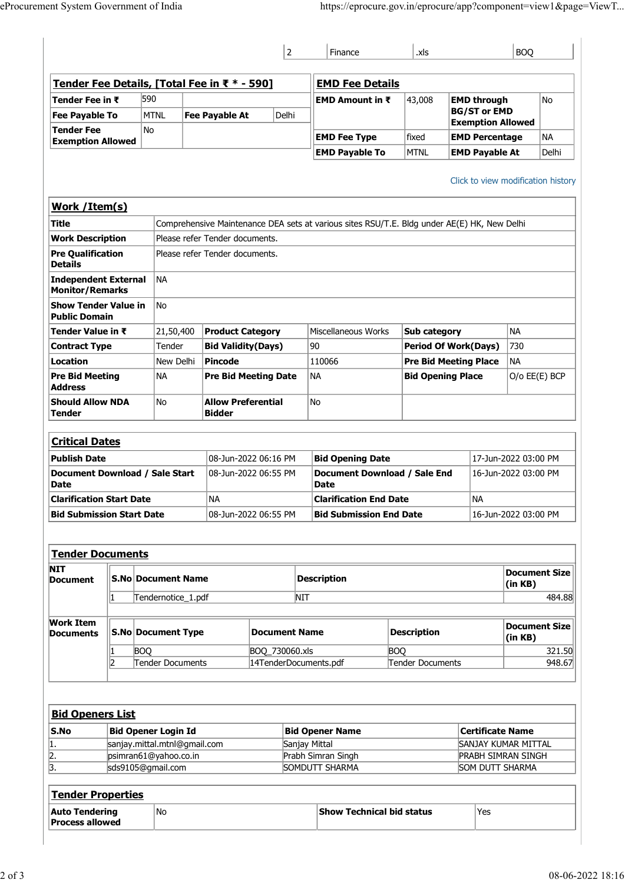| | | | |
|---|---|---|---|
| 2 | Finance | .xls | BOQ |

## Tender Fee Details, [Total Fee in ₹ * - 590]

| | | | |
|---|---|---|---|
| **Tender Fee in ₹** | 590 | | |
| **Fee Payable To** | MTNL | **Fee Payable At** | Delhi |
| **Tender Fee Exemption Allowed** | No | | |

## EMD Fee Details

| | | | |
|---|---|---|---|
| **EMD Amount in ₹** | 43,008 | **EMD through BG/ST or EMD Exemption Allowed** | No |
| **EMD Fee Type** | fixed | **EMD Percentage** | NA |
| **EMD Payable To** | MTNL | **EMD Payable At** | Delhi |

Click to view modification history

## Work /Item(s)

| | | | | | |
|---|---|---|---|---|---|
| **Title** | Comprehensive Maintenance DEA sets at various sites RSU/T.E. Bldg under AE(E) HK, New Delhi | | | | |
| **Work Description** | Please refer Tender documents. | | | | |
| **Pre Qualification Details** | Please refer Tender documents. | | | | |
| **Independent External Monitor/Remarks** | NA | | | | |
| **Show Tender Value in Public Domain** | No | | | | |
| **Tender Value in ₹** | 21,50,400 | **Product Category** | Miscellaneous Works | **Sub category** | NA |
| **Contract Type** | Tender | **Bid Validity(Days)** | 90 | **Period Of Work(Days)** | 730 |
| **Location** | New Delhi | **Pincode** | 110066 | **Pre Bid Meeting Place** | NA |
| **Pre Bid Meeting Address** | NA | **Pre Bid Meeting Date** | NA | **Bid Opening Place** | O/o EE(E) BCP |
| **Should Allow NDA Tender** | No | **Allow Preferential Bidder** | No | | |

## Critical Dates

| | | | |
|---|---|---|---|
| **Publish Date** | 08-Jun-2022 06:16 PM | **Bid Opening Date** | 17-Jun-2022 03:00 PM |
| **Document Download / Sale Start Date** | 08-Jun-2022 06:55 PM | **Document Download / Sale End Date** | 16-Jun-2022 03:00 PM |
| **Clarification Start Date** | NA | **Clarification End Date** | NA |
| **Bid Submission Start Date** | 08-Jun-2022 06:55 PM | **Bid Submission End Date** | 16-Jun-2022 03:00 PM |

## Tender Documents

**NIT Document**

| S.No | Document Name | Description | Document Size (in KB) |
|---|---|---|---|
| 1 | Tendernotice_1.pdf | NIT | 484.88 |

**Work Item Documents**

| S.No | Document Type | Document Name | Description | Document Size (in KB) |
|---|---|---|---|---|
| 1 | BOQ | BOQ_730060.xls | BOQ | 321.50 |
| 2 | Tender Documents | 14TenderDocuments.pdf | Tender Documents | 948.67 |

## Bid Openers List

| S.No | Bid Opener Login Id | Bid Opener Name | Certificate Name |
|---|---|---|---|
| 1. | sanjay.mittal.mtnl@gmail.com | Sanjay Mittal | SANJAY KUMAR MITTAL |
| 2. | psimran61@yahoo.co.in | Prabh Simran Singh | PRABH SIMRAN SINGH |
| 3. | sds9105@gmail.com | SOMDUTT SHARMA | SOM DUTT SHARMA |

## Tender Properties

| | | | |
|---|---|---|---|
| **Auto Tendering Process allowed** | No | **Show Technical bid status** | Yes |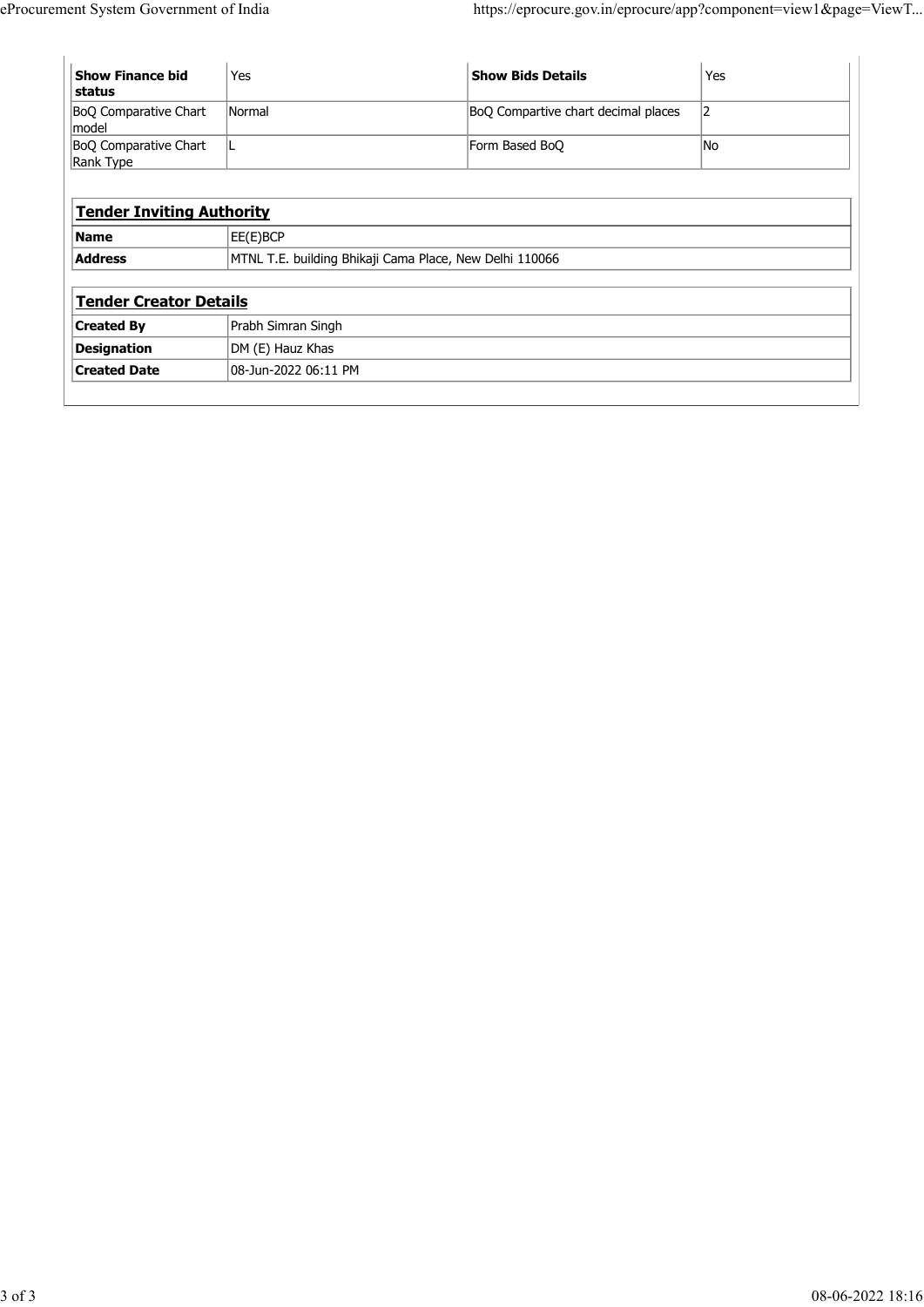| | | | |
|---|---|---|---|
| **Show Finance bid status** | Yes | **Show Bids Details** | Yes |
| BoQ Comparative Chart model | Normal | BoQ Compartive chart decimal places | 2 |
| BoQ Comparative Chart Rank Type | L | Form Based BoQ | No |

| **Tender Inviting Authority** | |
|---|---|
| **Name** | EE(E)BCP |
| **Address** | MTNL T.E. building Bhikaji Cama Place, New Delhi 110066 |

| **Tender Creator Details** | |
|---|---|
| **Created By** | Prabh Simran Singh |
| **Designation** | DM (E) Hauz Khas |
| **Created Date** | 08-Jun-2022 06:11 PM |